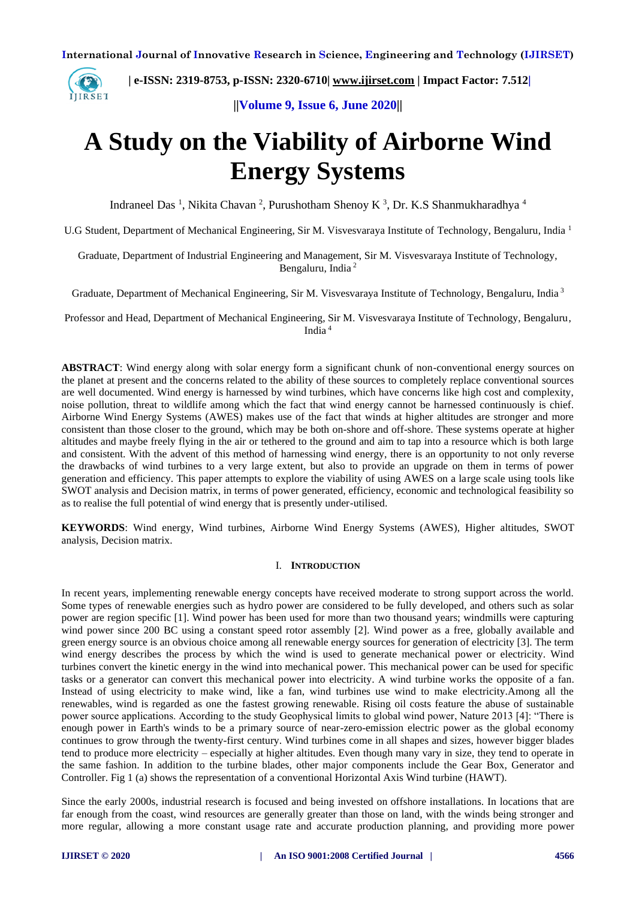# A Study on the Viability of Airborne Wind Energy Systems

Indraneel Das [1], Nikita Chavan [2], Purushotham Shenoy K [3], Dr. K.S Shanmukharadhya [4]

U.G Student, Department of Mechanical Engineering, Sir M. Visvesvaraya Institute of Technology, Bengaluru, India [1]

Graduate, Department of Industrial Engineering and Management, Sir M. Visvesvaraya Institute of Technology, Bengaluru, India [2]

Graduate, Department of Mechanical Engineering, Sir M. Visvesvaraya Institute of Technology, Bengaluru, India [3]

Professor and Head, Department of Mechanical Engineering, Sir M. Visvesvaraya Institute of Technology, Bengaluru, India [4]

**ABSTRACT**: Wind energy along with solar energy form a significant chunk of non-conventional energy sources on the planet at present and the concerns related to the ability of these sources to completely replace conventional sources are well documented. Wind energy is harnessed by wind turbines, which have concerns like high cost and complexity, noise pollution, threat to wildlife among which the fact that wind energy cannot be harnessed continuously is chief. Airborne Wind Energy Systems (AWES) makes use of the fact that winds at higher altitudes are stronger and more consistent than those closer to the ground, which may be both on-shore and off-shore. These systems operate at higher altitudes and maybe freely flying in the air or tethered to the ground and aim to tap into a resource which is both large and consistent. With the advent of this method of harnessing wind energy, there is an opportunity to not only reverse the drawbacks of wind turbines to a very large extent, but also to provide an upgrade on them in terms of power generation and efficiency. This paper attempts to explore the viability of using AWES on a large scale using tools like SWOT analysis and Decision matrix, in terms of power generated, efficiency, economic and technological feasibility so as to realise the full potential of wind energy that is presently under-utilised.

**KEYWORDS**: Wind energy, Wind turbines, Airborne Wind Energy Systems (AWES), Higher altitudes, SWOT analysis, Decision matrix.

## I. Introduction

In recent years, implementing renewable energy concepts have received moderate to strong support across the world. Some types of renewable energies such as hydro power are considered to be fully developed, and others such as solar power are region specific [1]. Wind power has been used for more than two thousand years; windmills were capturing wind power since 200 BC using a constant speed rotor assembly [2]. Wind power as a free, globally available and green energy source is an obvious choice among all renewable energy sources for generation of electricity [3]. The term wind energy describes the process by which the wind is used to generate mechanical power or electricity. Wind turbines convert the kinetic energy in the wind into mechanical power. This mechanical power can be used for specific tasks or a generator can convert this mechanical power into electricity. A wind turbine works the opposite of a fan. Instead of using electricity to make wind, like a fan, wind turbines use wind to make electricity.Among all the renewables, wind is regarded as one the fastest growing renewable. Rising oil costs feature the abuse of sustainable power source applications. According to the study Geophysical limits to global wind power, Nature 2013 [4]: "There is enough power in Earth's winds to be a primary source of near-zero-emission electric power as the global economy continues to grow through the twenty-first century. Wind turbines come in all shapes and sizes, however bigger blades tend to produce more electricity – especially at higher altitudes. Even though many vary in size, they tend to operate in the same fashion. In addition to the turbine blades, other major components include the Gear Box, Generator and Controller. Fig 1 (a) shows the representation of a conventional Horizontal Axis Wind turbine (HAWT).

Since the early 2000s, industrial research is focused and being invested on offshore installations. In locations that are far enough from the coast, wind resources are generally greater than those on land, with the winds being stronger and more regular, allowing a more constant usage rate and accurate production planning, and providing more power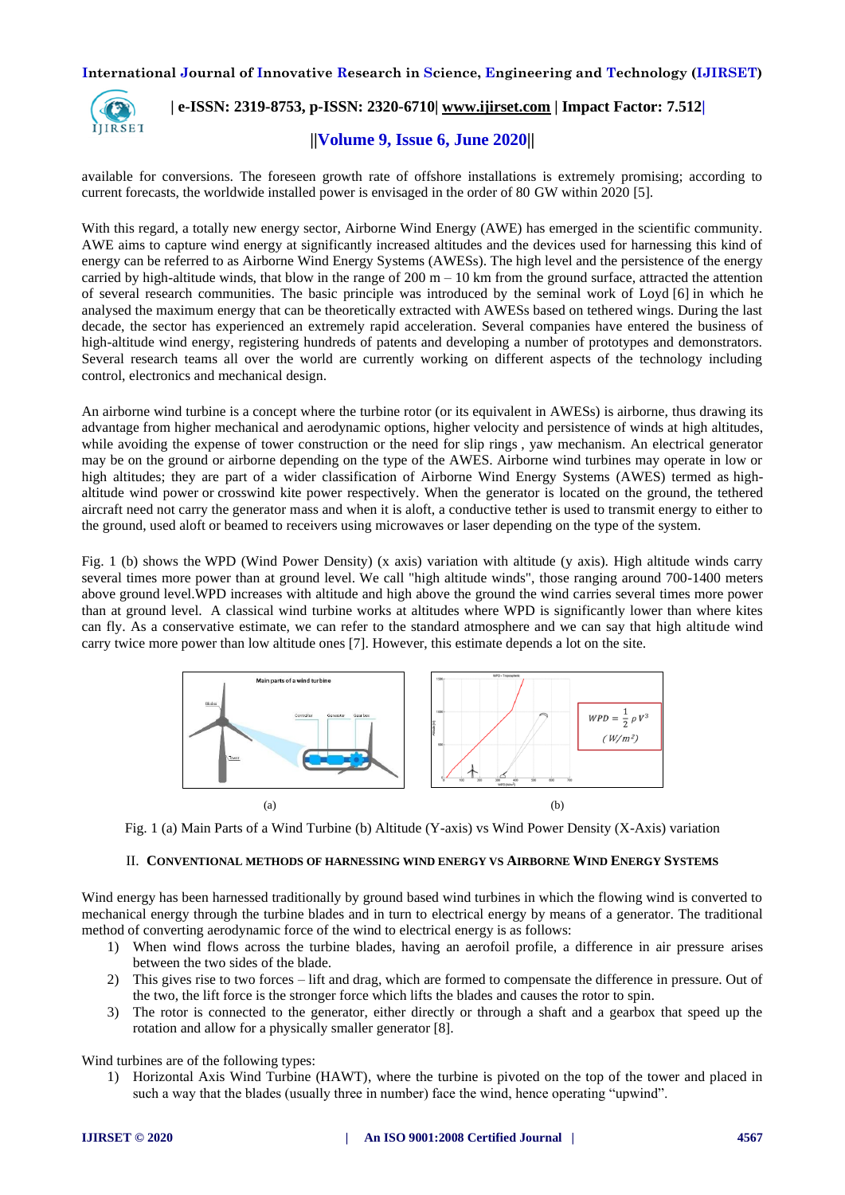available for conversions. The foreseen growth rate of offshore installations is extremely promising; according to current forecasts, the worldwide installed power is envisaged in the order of 80 GW within 2020 [5].

With this regard, a totally new energy sector, Airborne Wind Energy (AWE) has emerged in the scientific community. AWE aims to capture wind energy at significantly increased altitudes and the devices used for harnessing this kind of energy can be referred to as Airborne Wind Energy Systems (AWESs). The high level and the persistence of the energy carried by high-altitude winds, that blow in the range of 200 m – 10 km from the ground surface, attracted the attention of several research communities. The basic principle was introduced by the seminal work of Loyd [6] in which he analysed the maximum energy that can be theoretically extracted with AWESs based on tethered wings. During the last decade, the sector has experienced an extremely rapid acceleration. Several companies have entered the business of high-altitude wind energy, registering hundreds of patents and developing a number of prototypes and demonstrators. Several research teams all over the world are currently working on different aspects of the technology including control, electronics and mechanical design.

An airborne wind turbine is a concept where the turbine rotor (or its equivalent in AWESs) is airborne, thus drawing its advantage from higher mechanical and aerodynamic options, higher velocity and persistence of winds at high altitudes, while avoiding the expense of tower construction or the need for slip rings , yaw mechanism. An electrical generator may be on the ground or airborne depending on the type of the AWES. Airborne wind turbines may operate in low or high altitudes; they are part of a wider classification of Airborne Wind Energy Systems (AWES) termed as high-altitude wind power or crosswind kite power respectively. When the generator is located on the ground, the tethered aircraft need not carry the generator mass and when it is aloft, a conductive tether is used to transmit energy to either to the ground, used aloft or beamed to receivers using microwaves or laser depending on the type of the system.

Fig. 1 (b) shows the WPD (Wind Power Density) (x axis) variation with altitude (y axis). High altitude winds carry several times more power than at ground level. We call "high altitude winds", those ranging around 700-1400 meters above ground level.WPD increases with altitude and high above the ground the wind carries several times more power than at ground level. A classical wind turbine works at altitudes where WPD is significantly lower than where kites can fly. As a conservative estimate, we can refer to the standard atmosphere and we can say that high altitude wind carry twice more power than low altitude ones [7]. However, this estimate depends a lot on the site.

(a)

(b)

Fig. 1 (a) Main Parts of a Wind Turbine (b) Altitude (Y-axis) vs Wind Power Density (X-Axis) variation

## II. Conventional Methods of Harnessing Wind Energy vs Airborne Wind Energy Systems

Wind energy has been harnessed traditionally by ground based wind turbines in which the flowing wind is converted to mechanical energy through the turbine blades and in turn to electrical energy by means of a generator. The traditional method of converting aerodynamic force of the wind to electrical energy is as follows:

1) When wind flows across the turbine blades, having an aerofoil profile, a difference in air pressure arises between the two sides of the blade.
2) This gives rise to two forces – lift and drag, which are formed to compensate the difference in pressure. Out of the two, the lift force is the stronger force which lifts the blades and causes the rotor to spin.
3) The rotor is connected to the generator, either directly or through a shaft and a gearbox that speed up the rotation and allow for a physically smaller generator [8].

Wind turbines are of the following types:

1) Horizontal Axis Wind Turbine (HAWT), where the turbine is pivoted on the top of the tower and placed in such a way that the blades (usually three in number) face the wind, hence operating "upwind".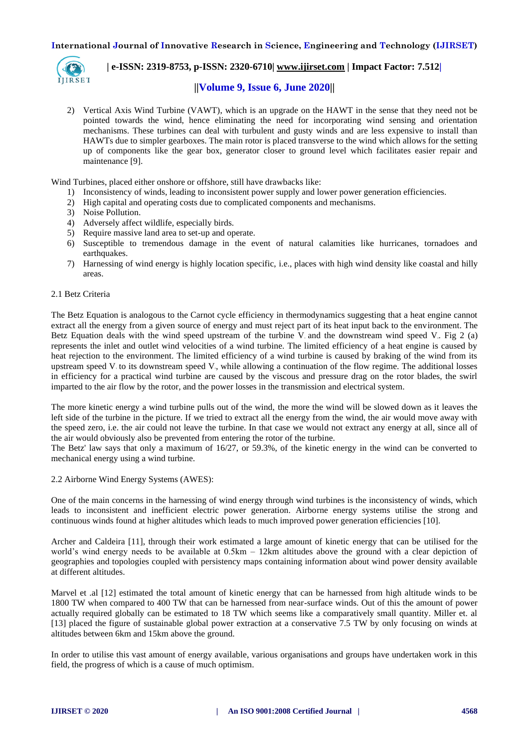2) Vertical Axis Wind Turbine (VAWT), which is an upgrade on the HAWT in the sense that they need not be pointed towards the wind, hence eliminating the need for incorporating wind sensing and orientation mechanisms. These turbines can deal with turbulent and gusty winds and are less expensive to install than HAWTs due to simpler gearboxes. The main rotor is placed transverse to the wind which allows for the setting up of components like the gear box, generator closer to ground level which facilitates easier repair and maintenance [9].

Wind Turbines, placed either onshore or offshore, still have drawbacks like:

1) Inconsistency of winds, leading to inconsistent power supply and lower power generation efficiencies.
2) High capital and operating costs due to complicated components and mechanisms.
3) Noise Pollution.
4) Adversely affect wildlife, especially birds.
5) Require massive land area to set-up and operate.
6) Susceptible to tremendous damage in the event of natural calamities like hurricanes, tornadoes and earthquakes.
7) Harnessing of wind energy is highly location specific, i.e., places with high wind density like coastal and hilly areas.

## 2.1 Betz Criteria

The Betz Equation is analogous to the Carnot cycle efficiency in thermodynamics suggesting that a heat engine cannot extract all the energy from a given source of energy and must reject part of its heat input back to the environment. The Betz Equation deals with the wind speed upstream of the turbine $V_1$ and the downstream wind speed $V_2$. Fig 2 (a) represents the inlet and outlet wind velocities of a wind turbine. The limited efficiency of a heat engine is caused by heat rejection to the environment. The limited efficiency of a wind turbine is caused by braking of the wind from its upstream speed $V_1$ to its downstream speed $V_2$, while allowing a continuation of the flow regime. The additional losses in efficiency for a practical wind turbine are caused by the viscous and pressure drag on the rotor blades, the swirl imparted to the air flow by the rotor, and the power losses in the transmission and electrical system.

The more kinetic energy a wind turbine pulls out of the wind, the more the wind will be slowed down as it leaves the left side of the turbine in the picture. If we tried to extract all the energy from the wind, the air would move away with the speed zero, i.e. the air could not leave the turbine. In that case we would not extract any energy at all, since all of the air would obviously also be prevented from entering the rotor of the turbine.
The Betz' law says that only a maximum of 16/27, or 59.3%, of the kinetic energy in the wind can be converted to mechanical energy using a wind turbine.

## 2.2 Airborne Wind Energy Systems (AWES):

One of the main concerns in the harnessing of wind energy through wind turbines is the inconsistency of winds, which leads to inconsistent and inefficient electric power generation. Airborne energy systems utilise the strong and continuous winds found at higher altitudes which leads to much improved power generation efficiencies [10].

Archer and Caldeira [11], through their work estimated a large amount of kinetic energy that can be utilised for the world's wind energy needs to be available at 0.5km – 12km altitudes above the ground with a clear depiction of geographies and topologies coupled with persistency maps containing information about wind power density available at different altitudes.

Marvel et .al [12] estimated the total amount of kinetic energy that can be harnessed from high altitude winds to be 1800 TW when compared to 400 TW that can be harnessed from near-surface winds. Out of this the amount of power actually required globally can be estimated to 18 TW which seems like a comparatively small quantity. Miller et. al [13] placed the figure of sustainable global power extraction at a conservative 7.5 TW by only focusing on winds at altitudes between 6km and 15km above the ground.

In order to utilise this vast amount of energy available, various organisations and groups have undertaken work in this field, the progress of which is a cause of much optimism.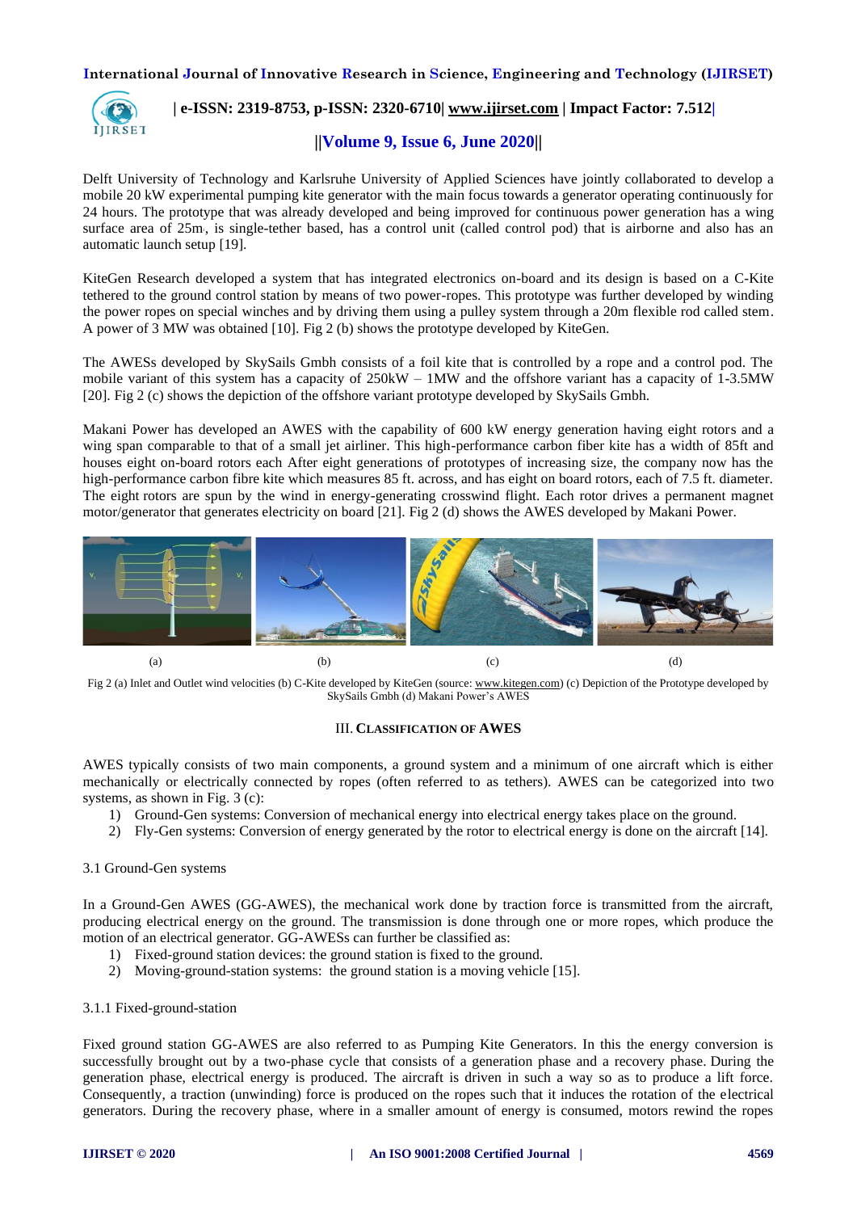Delft University of Technology and Karlsruhe University of Applied Sciences have jointly collaborated to develop a mobile 20 kW experimental pumping kite generator with the main focus towards a generator operating continuously for 24 hours. The prototype that was already developed and being improved for continuous power generation has a wing surface area of 25m, is single-tether based, has a control unit (called control pod) that is airborne and also has an automatic launch setup [19].

KiteGen Research developed a system that has integrated electronics on-board and its design is based on a C-Kite tethered to the ground control station by means of two power-ropes. This prototype was further developed by winding the power ropes on special winches and by driving them using a pulley system through a 20m flexible rod called stem. A power of 3 MW was obtained [10]. Fig 2 (b) shows the prototype developed by KiteGen.

The AWESs developed by SkySails Gmbh consists of a foil kite that is controlled by a rope and a control pod. The mobile variant of this system has a capacity of 250kW – 1MW and the offshore variant has a capacity of 1-3.5MW [20]. Fig 2 (c) shows the depiction of the offshore variant prototype developed by SkySails Gmbh.

Makani Power has developed an AWES with the capability of 600 kW energy generation having eight rotors and a wing span comparable to that of a small jet airliner. This high-performance carbon fiber kite has a width of 85ft and houses eight on-board rotors each After eight generations of prototypes of increasing size, the company now has the high-performance carbon fibre kite which measures 85 ft. across, and has eight on board rotors, each of 7.5 ft. diameter. The eight rotors are spun by the wind in energy-generating crosswind flight. Each rotor drives a permanent magnet motor/generator that generates electricity on board [21]. Fig 2 (d) shows the AWES developed by Makani Power.

(a) (b) (c) (d)

Fig 2 (a) Inlet and Outlet wind velocities (b) C-Kite developed by KiteGen (source: www.kitegen.com) (c) Depiction of the Prototype developed by SkySails Gmbh (d) Makani Power's AWES

## III. Classification of AWES

AWES typically consists of two main components, a ground system and a minimum of one aircraft which is either mechanically or electrically connected by ropes (often referred to as tethers). AWES can be categorized into two systems, as shown in Fig. 3 (c):

1) Ground-Gen systems: Conversion of mechanical energy into electrical energy takes place on the ground.
2) Fly-Gen systems: Conversion of energy generated by the rotor to electrical energy is done on the aircraft [14].

### 3.1 Ground-Gen systems

In a Ground-Gen AWES (GG-AWES), the mechanical work done by traction force is transmitted from the aircraft, producing electrical energy on the ground. The transmission is done through one or more ropes, which produce the motion of an electrical generator. GG-AWESs can further be classified as:

1) Fixed-ground station devices: the ground station is fixed to the ground.
2) Moving-ground-station systems: the ground station is a moving vehicle [15].

#### 3.1.1 Fixed-ground-station

Fixed ground station GG-AWES are also referred to as Pumping Kite Generators. In this the energy conversion is successfully brought out by a two-phase cycle that consists of a generation phase and a recovery phase. During the generation phase, electrical energy is produced. The aircraft is driven in such a way so as to produce a lift force. Consequently, a traction (unwinding) force is produced on the ropes such that it induces the rotation of the electrical generators. During the recovery phase, where in a smaller amount of energy is consumed, motors rewind the ropes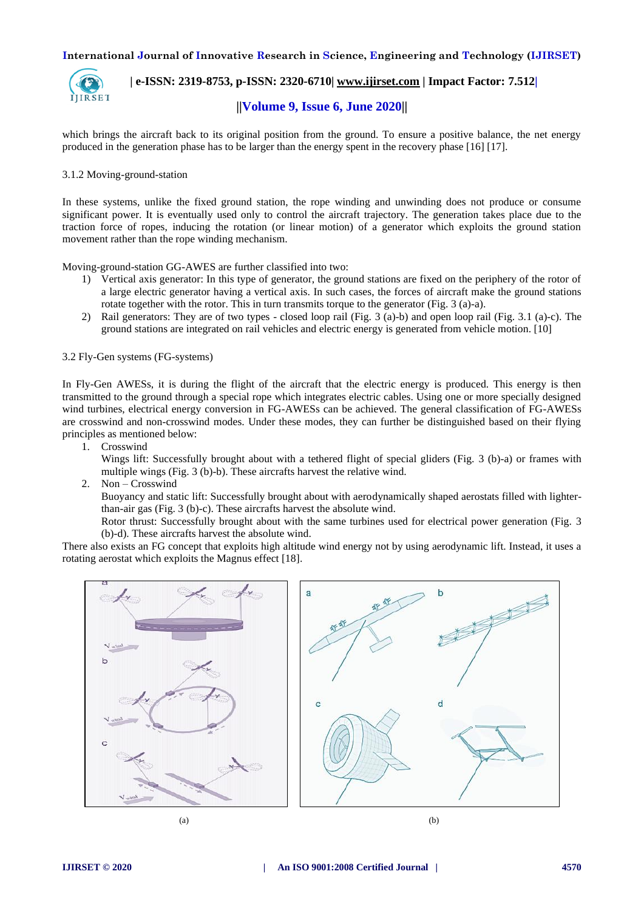which brings the aircraft back to its original position from the ground. To ensure a positive balance, the net energy produced in the generation phase has to be larger than the energy spent in the recovery phase [16] [17].

3.1.2 Moving-ground-station

In these systems, unlike the fixed ground station, the rope winding and unwinding does not produce or consume significant power. It is eventually used only to control the aircraft trajectory. The generation takes place due to the traction force of ropes, inducing the rotation (or linear motion) of a generator which exploits the ground station movement rather than the rope winding mechanism.

Moving-ground-station GG-AWES are further classified into two:

1) Vertical axis generator: In this type of generator, the ground stations are fixed on the periphery of the rotor of a large electric generator having a vertical axis. In such cases, the forces of aircraft make the ground stations rotate together with the rotor. This in turn transmits torque to the generator (Fig. 3 (a)-a).
2) Rail generators: They are of two types - closed loop rail (Fig. 3 (a)-b) and open loop rail (Fig. 3.1 (a)-c). The ground stations are integrated on rail vehicles and electric energy is generated from vehicle motion. [10]

3.2 Fly-Gen systems (FG-systems)

In Fly-Gen AWESs, it is during the flight of the aircraft that the electric energy is produced. This energy is then transmitted to the ground through a special rope which integrates electric cables. Using one or more specially designed wind turbines, electrical energy conversion in FG-AWESs can be achieved. The general classification of FG-AWESs are crosswind and non-crosswind modes. Under these modes, they can further be distinguished based on their flying principles as mentioned below:

1. Crosswind
   Wings lift: Successfully brought about with a tethered flight of special gliders (Fig. 3 (b)-a) or frames with multiple wings (Fig. 3 (b)-b). These aircrafts harvest the relative wind.
2. Non – Crosswind
   Buoyancy and static lift: Successfully brought about with aerodynamically shaped aerostats filled with lighter-than-air gas (Fig. 3 (b)-c). These aircrafts harvest the absolute wind.
   Rotor thrust: Successfully brought about with the same turbines used for electrical power generation (Fig. 3 (b)-d). These aircrafts harvest the absolute wind.

There also exists an FG concept that exploits high altitude wind energy not by using aerodynamic lift. Instead, it uses a rotating aerostat which exploits the Magnus effect [18].

(a) (b)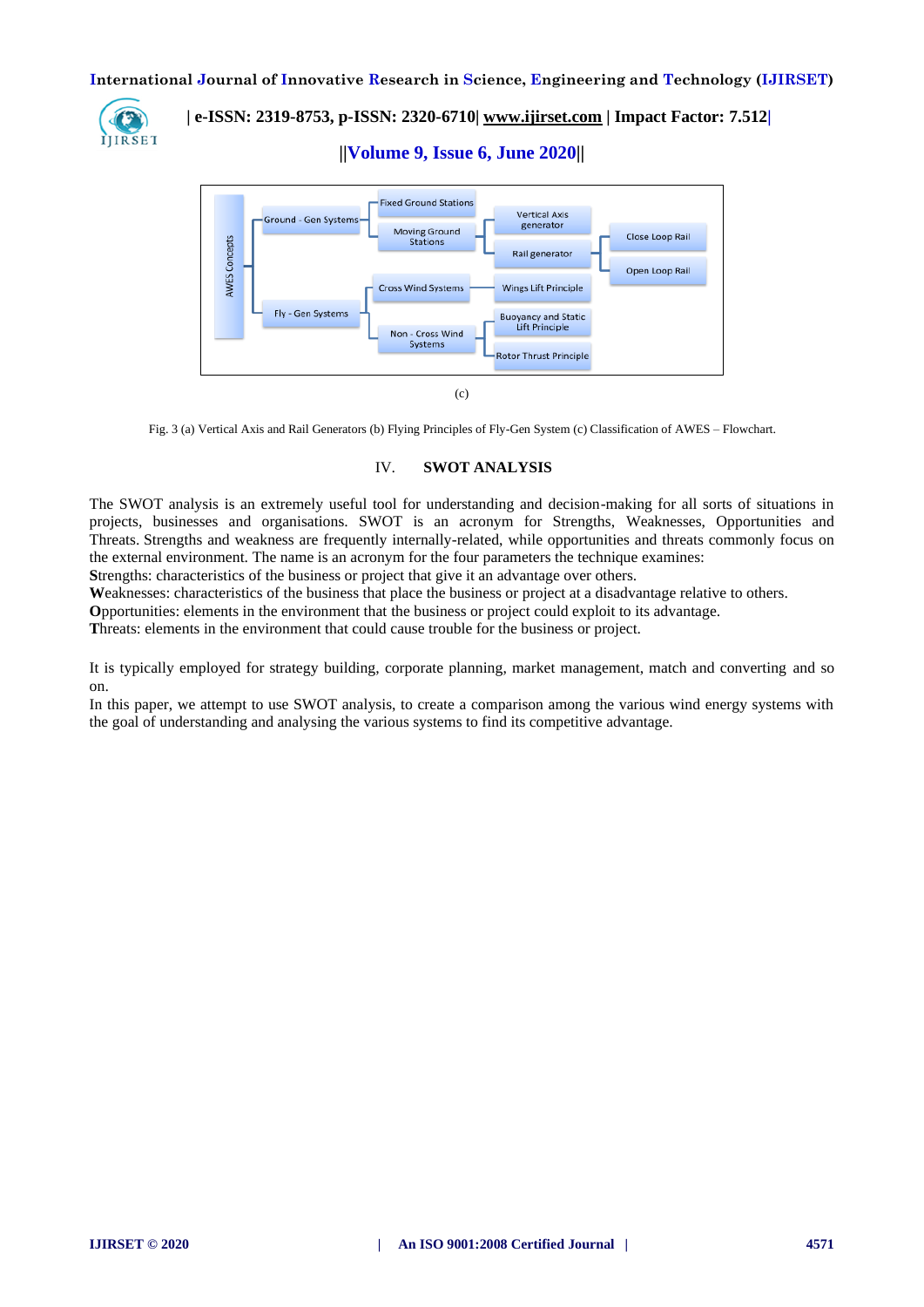AWES Concepts

- Ground - Gen Systems
  - Fixed Ground Stations
  - Moving Ground Stations
    - Vertical Axis generator
    - Rail generator
      - Close Loop Rail
      - Open Loop Rail
- Fly - Gen Systems
  - Cross Wind Systems
    - Wings Lift Principle
  - Non - Cross Wind Systems
    - Buoyancy and Static Lift Principle
    - Rotor Thrust Principle

(c)

Fig. 3 (a) Vertical Axis and Rail Generators (b) Flying Principles of Fly-Gen System (c) Classification of AWES – Flowchart.

## IV. SWOT ANALYSIS

The SWOT analysis is an extremely useful tool for understanding and decision-making for all sorts of situations in projects, businesses and organisations. SWOT is an acronym for Strengths, Weaknesses, Opportunities and Threats. Strengths and weakness are frequently internally-related, while opportunities and threats commonly focus on the external environment. The name is an acronym for the four parameters the technique examines:

**S**trengths: characteristics of the business or project that give it an advantage over others.

**W**eaknesses: characteristics of the business that place the business or project at a disadvantage relative to others.

**O**pportunities: elements in the environment that the business or project could exploit to its advantage.

**T**hreats: elements in the environment that could cause trouble for the business or project.

It is typically employed for strategy building, corporate planning, market management, match and converting and so on.

In this paper, we attempt to use SWOT analysis, to create a comparison among the various wind energy systems with the goal of understanding and analysing the various systems to find its competitive advantage.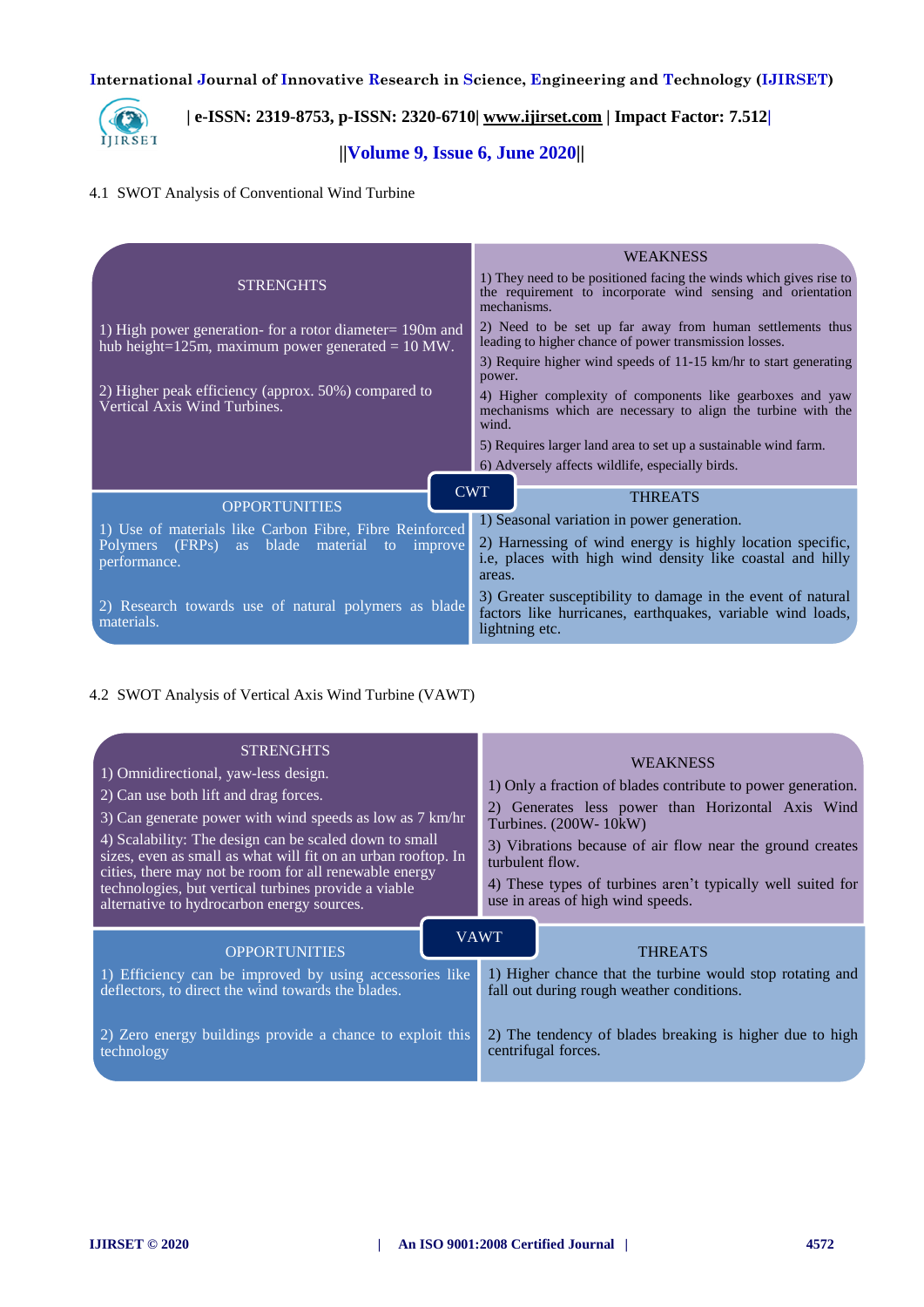4.1 SWOT Analysis of Conventional Wind Turbine

**CWT**

**STRENGHTS**

1) High power generation- for a rotor diameter= 190m and hub height=125m, maximum power generated = 10 MW.

2) Higher peak efficiency (approx. 50%) compared to Vertical Axis Wind Turbines.

**WEAKNESS**

1) They need to be positioned facing the winds which gives rise to the requirement to incorporate wind sensing and orientation mechanisms.

2) Need to be set up far away from human settlements thus leading to higher chance of power transmission losses.

3) Require higher wind speeds of 11-15 km/hr to start generating power.

4) Higher complexity of components like gearboxes and yaw mechanisms which are necessary to align the turbine with the wind.

5) Requires larger land area to set up a sustainable wind farm.

6) Adversely affects wildlife, especially birds.

**OPPORTUNITIES**

1) Use of materials like Carbon Fibre, Fibre Reinforced Polymers (FRPs) as blade material to improve performance.

2) Research towards use of natural polymers as blade materials.

**THREATS**

1) Seasonal variation in power generation.

2) Harnessing of wind energy is highly location specific, i.e, places with high wind density like coastal and hilly areas.

3) Greater susceptibility to damage in the event of natural factors like hurricanes, earthquakes, variable wind loads, lightning etc.

4.2 SWOT Analysis of Vertical Axis Wind Turbine (VAWT)

**VAWT**

**STRENGHTS**

1) Omnidirectional, yaw-less design.

2) Can use both lift and drag forces.

3) Can generate power with wind speeds as low as 7 km/hr

4) Scalability: The design can be scaled down to small sizes, even as small as what will fit on an urban rooftop. In cities, there may not be room for all renewable energy technologies, but vertical turbines provide a viable alternative to hydrocarbon energy sources.

**WEAKNESS**

1) Only a fraction of blades contribute to power generation.

2) Generates less power than Horizontal Axis Wind Turbines. (200W- 10kW)

3) Vibrations because of air flow near the ground creates turbulent flow.

4) These types of turbines aren't typically well suited for use in areas of high wind speeds.

**OPPORTUNITIES**

1) Efficiency can be improved by using accessories like deflectors, to direct the wind towards the blades.

2) Zero energy buildings provide a chance to exploit this technology

**THREATS**

1) Higher chance that the turbine would stop rotating and fall out during rough weather conditions.

2) The tendency of blades breaking is higher due to high centrifugal forces.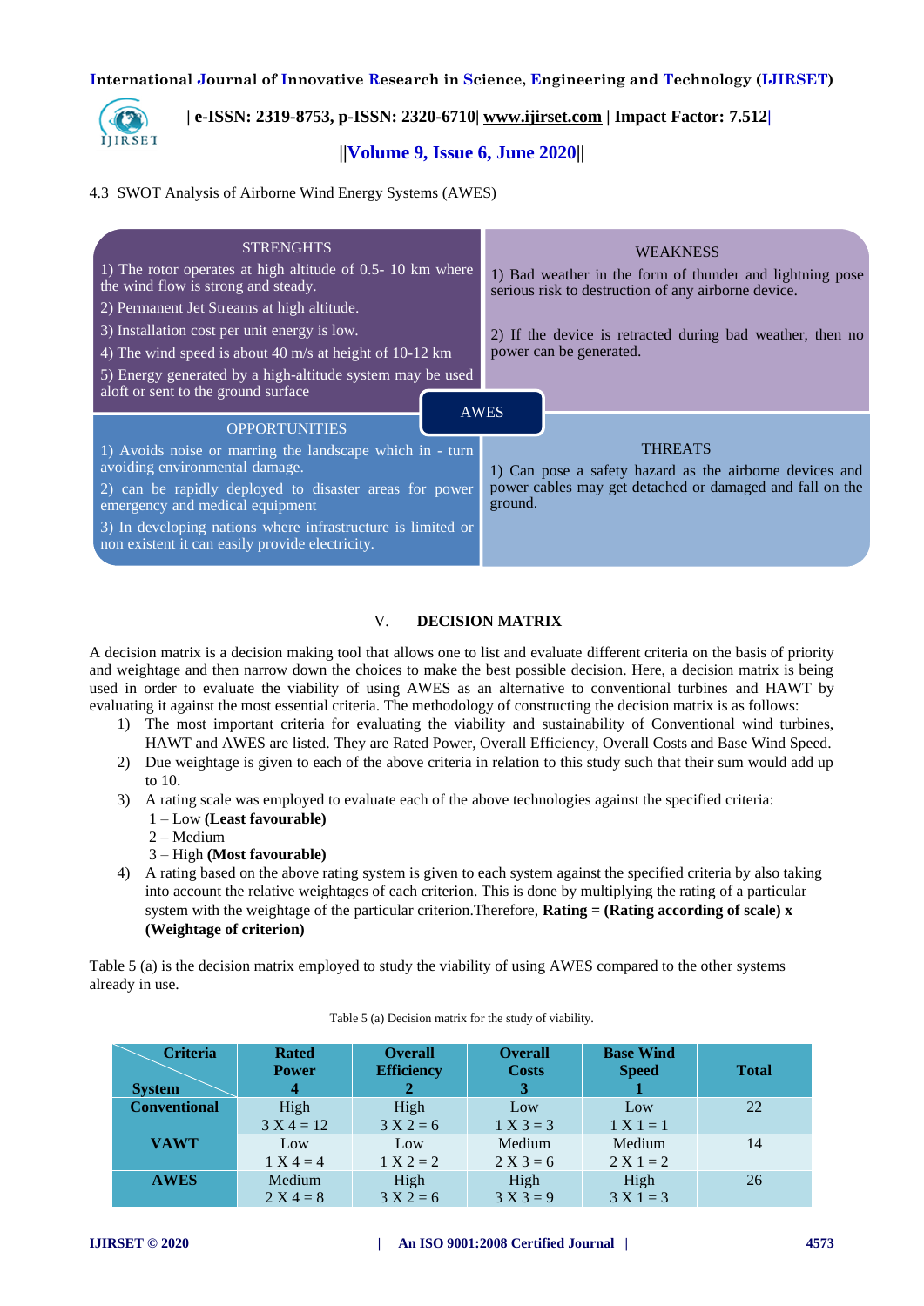4.3 SWOT Analysis of Airborne Wind Energy Systems (AWES)

**STRENGHTS**

1) The rotor operates at high altitude of 0.5- 10 km where the wind flow is strong and steady.

2) Permanent Jet Streams at high altitude.

3) Installation cost per unit energy is low.

4) The wind speed is about 40 m/s at height of 10-12 km

5) Energy generated by a high-altitude system may be used aloft or sent to the ground surface

**WEAKNESS**

1) Bad weather in the form of thunder and lightning pose serious risk to destruction of any airborne device.

2) If the device is retracted during bad weather, then no power can be generated.

**AWES**

**OPPORTUNITIES**

1) Avoids noise or marring the landscape which in - turn avoiding environmental damage.

2) can be rapidly deployed to disaster areas for power emergency and medical equipment

3) In developing nations where infrastructure is limited or non existent it can easily provide electricity.

**THREATS**

1) Can pose a safety hazard as the airborne devices and power cables may get detached or damaged and fall on the ground.

## V. DECISION MATRIX

A decision matrix is a decision making tool that allows one to list and evaluate different criteria on the basis of priority and weightage and then narrow down the choices to make the best possible decision. Here, a decision matrix is being used in order to evaluate the viability of using AWES as an alternative to conventional turbines and HAWT by evaluating it against the most essential criteria. The methodology of constructing the decision matrix is as follows:

1) The most important criteria for evaluating the viability and sustainability of Conventional wind turbines, HAWT and AWES are listed. They are Rated Power, Overall Efficiency, Overall Costs and Base Wind Speed.
2) Due weightage is given to each of the above criteria in relation to this study such that their sum would add up to 10.
3) A rating scale was employed to evaluate each of the above technologies against the specified criteria:
   1 – Low **(Least favourable)**
   2 – Medium
   3 – High **(Most favourable)**
4) A rating based on the above rating system is given to each system against the specified criteria by also taking into account the relative weightages of each criterion. This is done by multiplying the rating of a particular system with the weightage of the particular criterion.Therefore, **Rating = (Rating according of scale) x (Weightage of criterion)**

Table 5 (a) is the decision matrix employed to study the viability of using AWES compared to the other systems already in use.

Table 5 (a) Decision matrix for the study of viability.

| Criteria / System | Rated Power 4 | Overall Efficiency 2 | Overall Costs 3 | Base Wind Speed 1 | Total |
|---|---|---|---|---|---|
| **Conventional** | High 3 X 4 = 12 | High 3 X 2 = 6 | Low 1 X 3 = 3 | Low 1 X 1 = 1 | 22 |
| **VAWT** | Low 1 X 4 = 4 | Low 1 X 2 = 2 | Medium 2 X 3 = 6 | Medium 2 X 1 = 2 | 14 |
| **AWES** | Medium 2 X 4 = 8 | High 3 X 2 = 6 | High 3 X 3 = 9 | High 3 X 1 = 3 | 26 |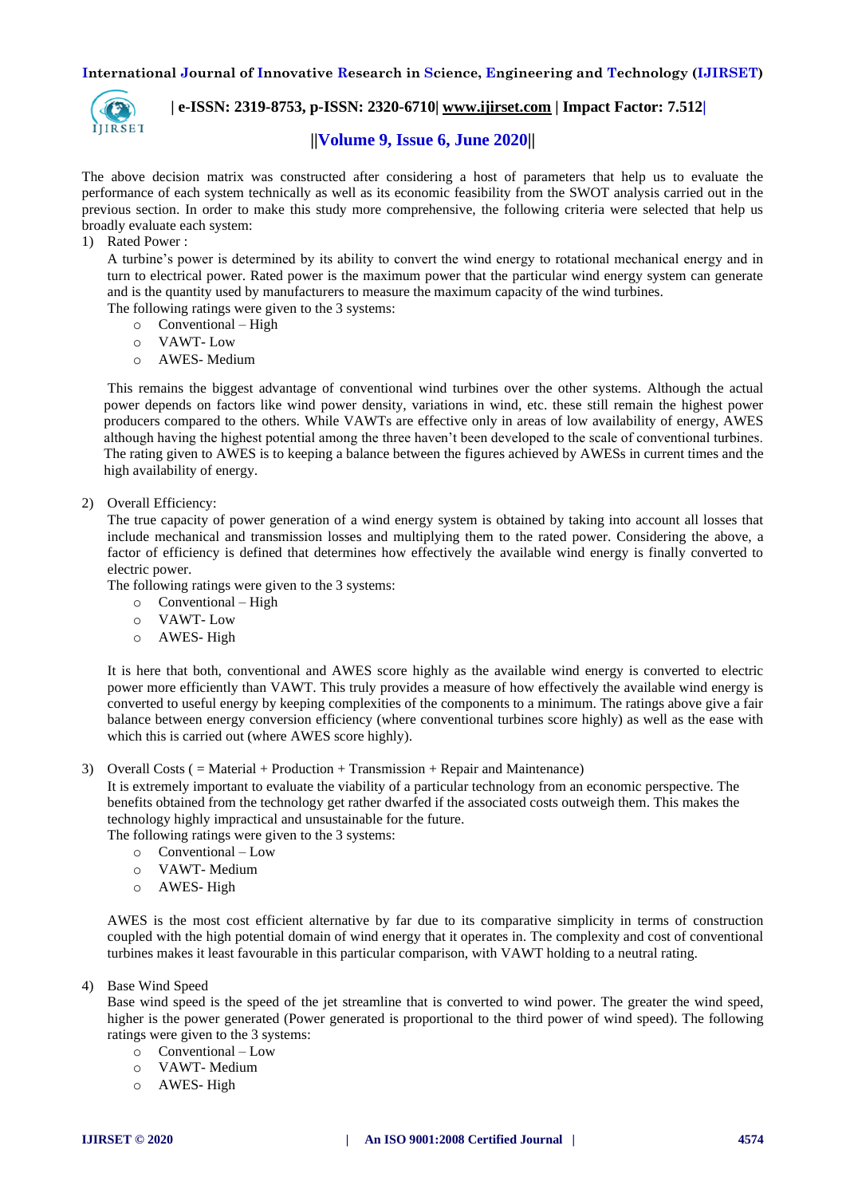The above decision matrix was constructed after considering a host of parameters that help us to evaluate the performance of each system technically as well as its economic feasibility from the SWOT analysis carried out in the previous section. In order to make this study more comprehensive, the following criteria were selected that help us broadly evaluate each system:

1) Rated Power :

   A turbine's power is determined by its ability to convert the wind energy to rotational mechanical energy and in turn to electrical power. Rated power is the maximum power that the particular wind energy system can generate and is the quantity used by manufacturers to measure the maximum capacity of the wind turbines.

   The following ratings were given to the 3 systems:

   - Conventional – High
   - VAWT- Low
   - AWES- Medium

   This remains the biggest advantage of conventional wind turbines over the other systems. Although the actual power depends on factors like wind power density, variations in wind, etc. these still remain the highest power producers compared to the others. While VAWTs are effective only in areas of low availability of energy, AWES although having the highest potential among the three haven't been developed to the scale of conventional turbines. The rating given to AWES is to keeping a balance between the figures achieved by AWESs in current times and the high availability of energy.

2) Overall Efficiency:

   The true capacity of power generation of a wind energy system is obtained by taking into account all losses that include mechanical and transmission losses and multiplying them to the rated power. Considering the above, a factor of efficiency is defined that determines how effectively the available wind energy is finally converted to electric power.

   The following ratings were given to the 3 systems:

   - Conventional – High
   - VAWT- Low
   - AWES- High

   It is here that both, conventional and AWES score highly as the available wind energy is converted to electric power more efficiently than VAWT. This truly provides a measure of how effectively the available wind energy is converted to useful energy by keeping complexities of the components to a minimum. The ratings above give a fair balance between energy conversion efficiency (where conventional turbines score highly) as well as the ease with which this is carried out (where AWES score highly).

3) Overall Costs ( = Material + Production + Transmission + Repair and Maintenance)

   It is extremely important to evaluate the viability of a particular technology from an economic perspective. The benefits obtained from the technology get rather dwarfed if the associated costs outweigh them. This makes the technology highly impractical and unsustainable for the future.

   The following ratings were given to the 3 systems:

   - Conventional – Low
   - VAWT- Medium
   - AWES- High

   AWES is the most cost efficient alternative by far due to its comparative simplicity in terms of construction coupled with the high potential domain of wind energy that it operates in. The complexity and cost of conventional turbines makes it least favourable in this particular comparison, with VAWT holding to a neutral rating.

4) Base Wind Speed

   Base wind speed is the speed of the jet streamline that is converted to wind power. The greater the wind speed, higher is the power generated (Power generated is proportional to the third power of wind speed). The following ratings were given to the 3 systems:

   - Conventional – Low
   - VAWT- Medium
   - AWES- High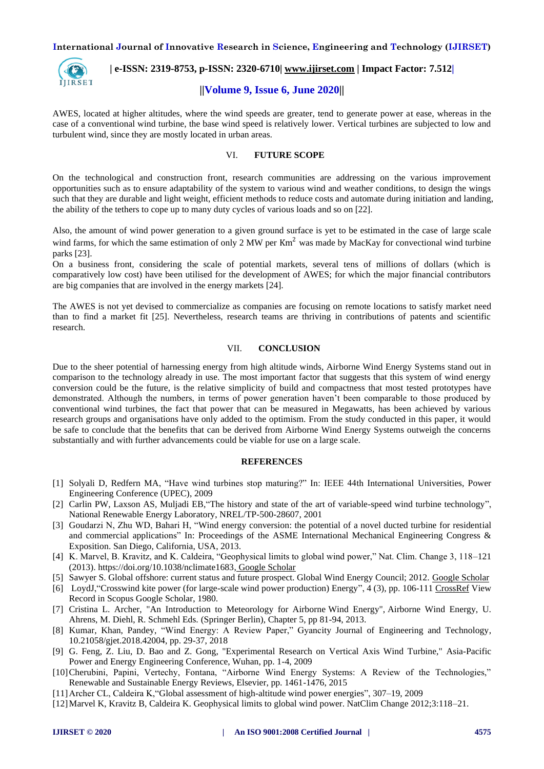AWES, located at higher altitudes, where the wind speeds are greater, tend to generate power at ease, whereas in the case of a conventional wind turbine, the base wind speed is relatively lower. Vertical turbines are subjected to low and turbulent wind, since they are mostly located in urban areas.

## VI. FUTURE SCOPE

On the technological and construction front, research communities are addressing on the various improvement opportunities such as to ensure adaptability of the system to various wind and weather conditions, to design the wings such that they are durable and light weight, efficient methods to reduce costs and automate during initiation and landing, the ability of the tethers to cope up to many duty cycles of various loads and so on [22].

Also, the amount of wind power generation to a given ground surface is yet to be estimated in the case of large scale wind farms, for which the same estimation of only 2 MW per $Km^2$ was made by MacKay for convectional wind turbine parks [23].

On a business front, considering the scale of potential markets, several tens of millions of dollars (which is comparatively low cost) have been utilised for the development of AWES; for which the major financial contributors are big companies that are involved in the energy markets [24].

The AWES is not yet devised to commercialize as companies are focusing on remote locations to satisfy market need than to find a market fit [25]. Nevertheless, research teams are thriving in contributions of patents and scientific research.

## VII. CONCLUSION

Due to the sheer potential of harnessing energy from high altitude winds, Airborne Wind Energy Systems stand out in comparison to the technology already in use. The most important factor that suggests that this system of wind energy conversion could be the future, is the relative simplicity of build and compactness that most tested prototypes have demonstrated. Although the numbers, in terms of power generation haven't been comparable to those produced by conventional wind turbines, the fact that power that can be measured in Megawatts, has been achieved by various research groups and organisations have only added to the optimism. From the study conducted in this paper, it would be safe to conclude that the benefits that can be derived from Airborne Wind Energy Systems outweigh the concerns substantially and with further advancements could be viable for use on a large scale.

## REFERENCES

[1] Solyali D, Redfern MA, "Have wind turbines stop maturing?" In: IEEE 44th International Universities, Power Engineering Conference (UPEC), 2009

[2] Carlin PW, Laxson AS, Muljadi EB,"The history and state of the art of variable-speed wind turbine technology", National Renewable Energy Laboratory, NREL/TP-500-28607, 2001

[3] Goudarzi N, Zhu WD, Bahari H, "Wind energy conversion: the potential of a novel ducted turbine for residential and commercial applications" In: Proceedings of the ASME International Mechanical Engineering Congress & Exposition. San Diego, California, USA, 2013.

[4] K. Marvel, B. Kravitz, and K. Caldeira, "Geophysical limits to global wind power," Nat. Clim. Change 3, 118–121 (2013). https://doi.org/10.1038/nclimate1683, Google Scholar

[5] Sawyer S. Global offshore: current status and future prospect. Global Wind Energy Council; 2012. Google Scholar

[6] LoydJ,"Crosswind kite power (for large-scale wind power production) Energy", 4 (3), pp. 106-111 CrossRef View Record in Scopus Google Scholar, 1980.

[7] Cristina L. Archer, "An Introduction to Meteorology for Airborne Wind Energy", Airborne Wind Energy, U. Ahrens, M. Diehl, R. Schmehl Eds. (Springer Berlin), Chapter 5, pp 81-94, 2013.

[8] Kumar, Khan, Pandey, "Wind Energy: A Review Paper," Gyancity Journal of Engineering and Technology, 10.21058/gjet.2018.42004, pp. 29-37, 2018

[9] G. Feng, Z. Liu, D. Bao and Z. Gong, "Experimental Research on Vertical Axis Wind Turbine," Asia-Pacific Power and Energy Engineering Conference, Wuhan, pp. 1-4, 2009

[10] Cherubini, Papini, Vertechy, Fontana, "Airborne Wind Energy Systems: A Review of the Technologies," Renewable and Sustainable Energy Reviews, Elsevier, pp. 1461-1476, 2015

[11] Archer CL, Caldeira K,"Global assessment of high-altitude wind power energies", 307–19, 2009

[12] Marvel K, Kravitz B, Caldeira K. Geophysical limits to global wind power. NatClim Change 2012;3:118–21.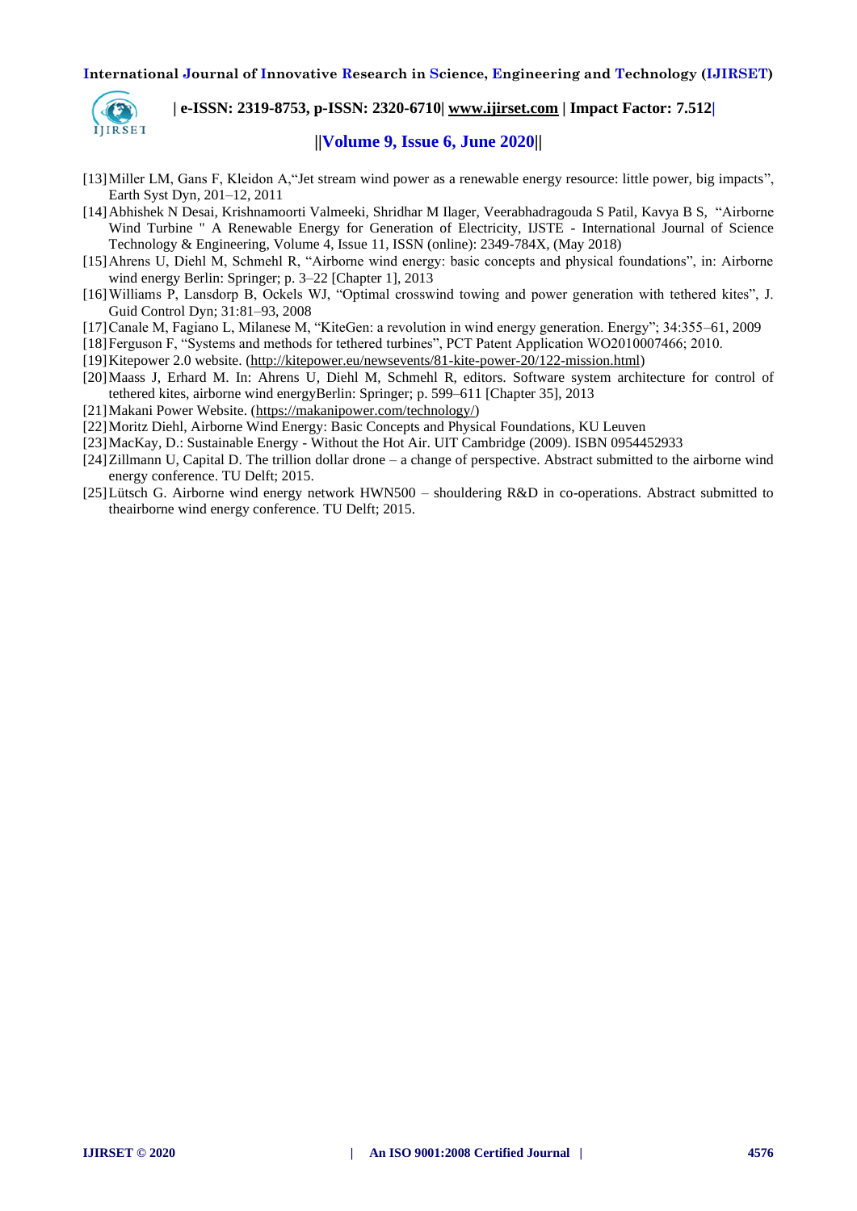[13] Miller LM, Gans F, Kleidon A,"Jet stream wind power as a renewable energy resource: little power, big impacts", Earth Syst Dyn, 201–12, 2011

[14] Abhishek N Desai, Krishnamoorti Valmeeki, Shridhar M Ilager, Veerabhadragouda S Patil, Kavya B S, "Airborne Wind Turbine " A Renewable Energy for Generation of Electricity, IJSTE - International Journal of Science Technology & Engineering, Volume 4, Issue 11, ISSN (online): 2349-784X, (May 2018)

[15] Ahrens U, Diehl M, Schmehl R, "Airborne wind energy: basic concepts and physical foundations", in: Airborne wind energy Berlin: Springer; p. 3–22 [Chapter 1], 2013

[16] Williams P, Lansdorp B, Ockels WJ, "Optimal crosswind towing and power generation with tethered kites", J. Guid Control Dyn; 31:81–93, 2008

[17] Canale M, Fagiano L, Milanese M, "KiteGen: a revolution in wind energy generation. Energy"; 34:355–61, 2009

[18] Ferguson F, "Systems and methods for tethered turbines", PCT Patent Application WO2010007466; 2010.

[19] Kitepower 2.0 website. (http://kitepower.eu/newsevents/81-kite-power-20/122-mission.html)

[20] Maass J, Erhard M. In: Ahrens U, Diehl M, Schmehl R, editors. Software system architecture for control of tethered kites, airborne wind energyBerlin: Springer; p. 599–611 [Chapter 35], 2013

[21] Makani Power Website. (https://makanipower.com/technology/)

[22] Moritz Diehl, Airborne Wind Energy: Basic Concepts and Physical Foundations, KU Leuven

[23] MacKay, D.: Sustainable Energy - Without the Hot Air. UIT Cambridge (2009). ISBN 0954452933

[24] Zillmann U, Capital D. The trillion dollar drone – a change of perspective. Abstract submitted to the airborne wind energy conference. TU Delft; 2015.

[25] Lütsch G. Airborne wind energy network HWN500 – shouldering R&D in co-operations. Abstract submitted to theairborne wind energy conference. TU Delft; 2015.